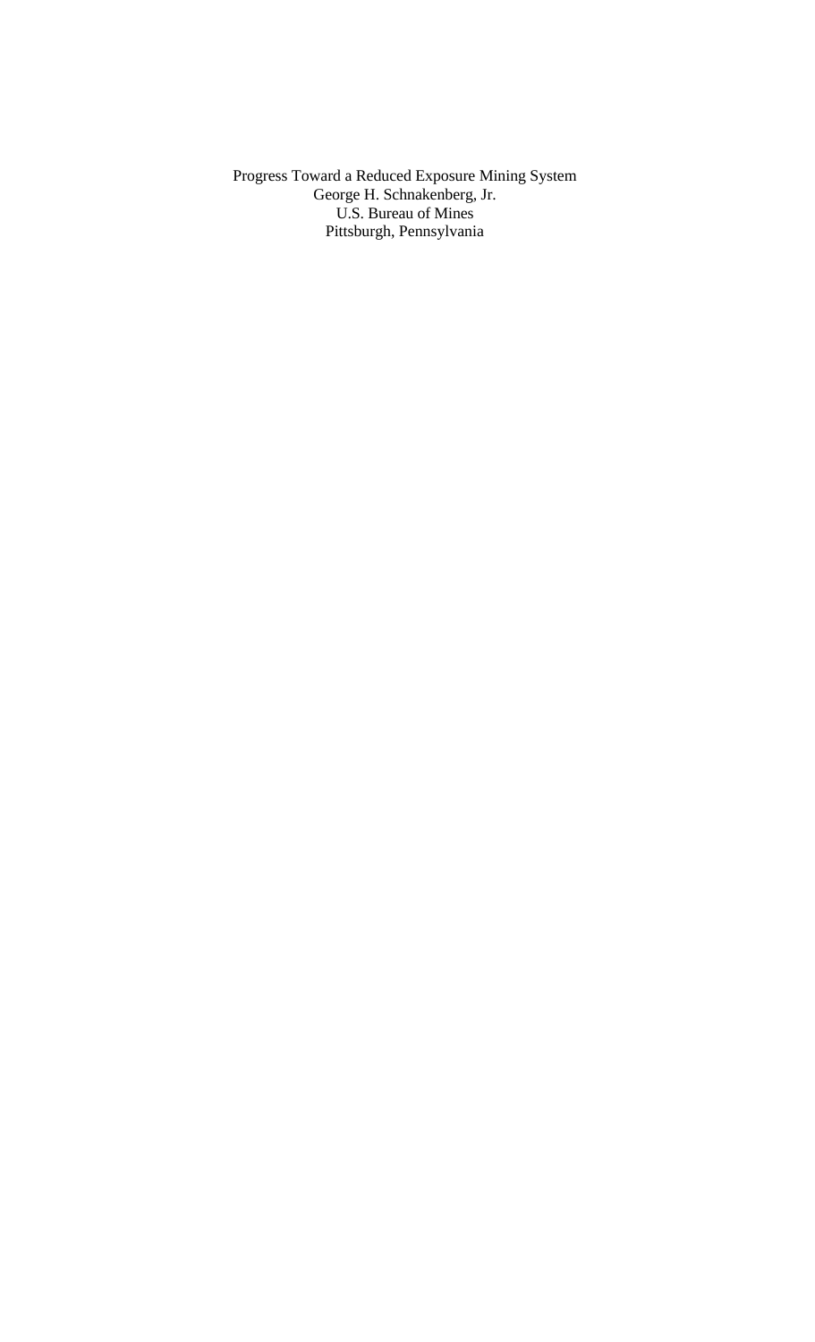# Progress Toward a Reduced Exposure Mining System

George H. Schnakenberg, Jr.
U.S. Bureau of Mines
Pittsburgh, Pennsylvania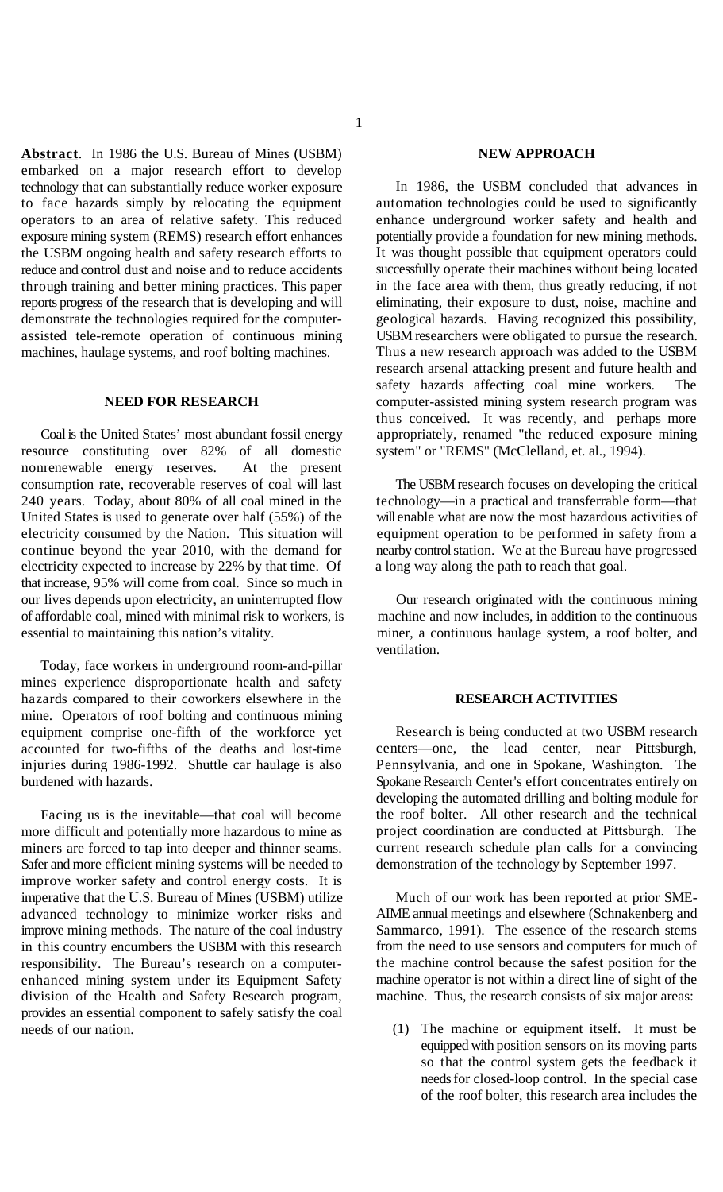**Abstract**. In 1986 the U.S. Bureau of Mines (USBM) embarked on a major research effort to develop technology that can substantially reduce worker exposure to face hazards simply by relocating the equipment operators to an area of relative safety. This reduced exposure mining system (REMS) research effort enhances the USBM ongoing health and safety research efforts to reduce and control dust and noise and to reduce accidents through training and better mining practices. This paper reports progress of the research that is developing and will demonstrate the technologies required for the computer-assisted tele-remote operation of continuous mining machines, haulage systems, and roof bolting machines.

## NEED FOR RESEARCH

Coal is the United States' most abundant fossil energy resource constituting over 82% of all domestic nonrenewable energy reserves. At the present consumption rate, recoverable reserves of coal will last 240 years. Today, about 80% of all coal mined in the United States is used to generate over half (55%) of the electricity consumed by the Nation. This situation will continue beyond the year 2010, with the demand for electricity expected to increase by 22% by that time. Of that increase, 95% will come from coal. Since so much in our lives depends upon electricity, an uninterrupted flow of affordable coal, mined with minimal risk to workers, is essential to maintaining this nation's vitality.

Today, face workers in underground room-and-pillar mines experience disproportionate health and safety hazards compared to their coworkers elsewhere in the mine. Operators of roof bolting and continuous mining equipment comprise one-fifth of the workforce yet accounted for two-fifths of the deaths and lost-time injuries during 1986-1992. Shuttle car haulage is also burdened with hazards.

Facing us is the inevitable—that coal will become more difficult and potentially more hazardous to mine as miners are forced to tap into deeper and thinner seams. Safer and more efficient mining systems will be needed to improve worker safety and control energy costs. It is imperative that the U.S. Bureau of Mines (USBM) utilize advanced technology to minimize worker risks and improve mining methods. The nature of the coal industry in this country encumbers the USBM with this research responsibility. The Bureau's research on a computer-enhanced mining system under its Equipment Safety division of the Health and Safety Research program, provides an essential component to safely satisfy the coal needs of our nation.

## NEW APPROACH

In 1986, the USBM concluded that advances in automation technologies could be used to significantly enhance underground worker safety and health and potentially provide a foundation for new mining methods. It was thought possible that equipment operators could successfully operate their machines without being located in the face area with them, thus greatly reducing, if not eliminating, their exposure to dust, noise, machine and geological hazards. Having recognized this possibility, USBM researchers were obligated to pursue the research. Thus a new research approach was added to the USBM research arsenal attacking present and future health and safety hazards affecting coal mine workers. The computer-assisted mining system research program was thus conceived. It was recently, and perhaps more appropriately, renamed "the reduced exposure mining system" or "REMS" (McClelland, et. al., 1994).

The USBM research focuses on developing the critical technology—in a practical and transferrable form—that will enable what are now the most hazardous activities of equipment operation to be performed in safety from a nearby control station. We at the Bureau have progressed a long way along the path to reach that goal.

Our research originated with the continuous mining machine and now includes, in addition to the continuous miner, a continuous haulage system, a roof bolter, and ventilation.

## RESEARCH ACTIVITIES

Research is being conducted at two USBM research centers—one, the lead center, near Pittsburgh, Pennsylvania, and one in Spokane, Washington. The Spokane Research Center's effort concentrates entirely on developing the automated drilling and bolting module for the roof bolter. All other research and the technical project coordination are conducted at Pittsburgh. The current research schedule plan calls for a convincing demonstration of the technology by September 1997.

Much of our work has been reported at prior SME-AIME annual meetings and elsewhere (Schnakenberg and Sammarco, 1991). The essence of the research stems from the need to use sensors and computers for much of the machine control because the safest position for the machine operator is not within a direct line of sight of the machine. Thus, the research consists of six major areas:

(1) The machine or equipment itself. It must be equipped with position sensors on its moving parts so that the control system gets the feedback it needs for closed-loop control. In the special case of the roof bolter, this research area includes the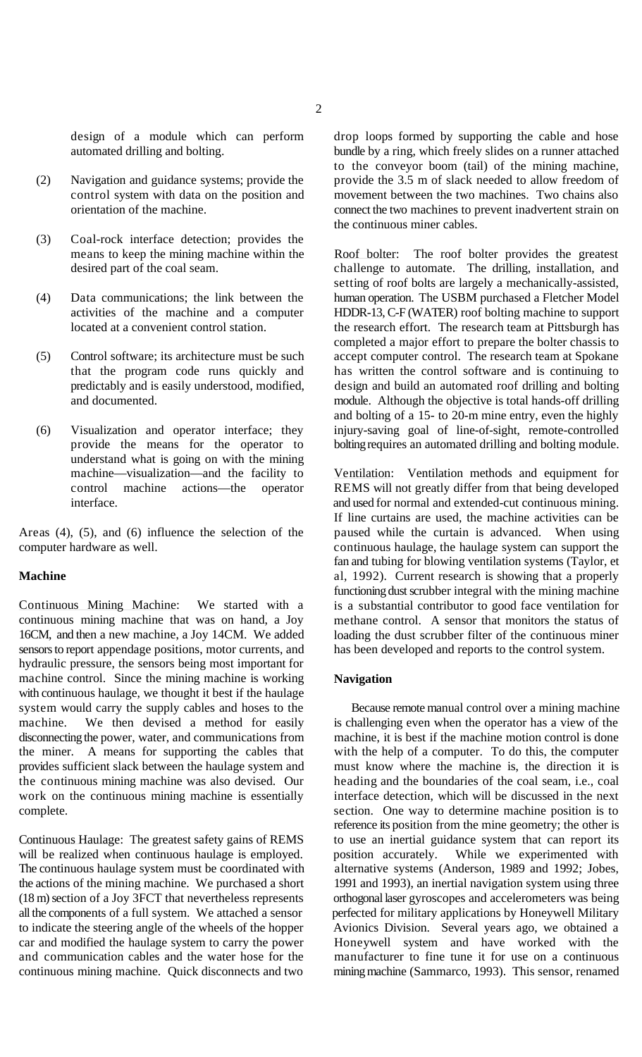design of a module which can perform automated drilling and bolting.

(2) Navigation and guidance systems; provide the control system with data on the position and orientation of the machine.

(3) Coal-rock interface detection; provides the means to keep the mining machine within the desired part of the coal seam.

(4) Data communications; the link between the activities of the machine and a computer located at a convenient control station.

(5) Control software; its architecture must be such that the program code runs quickly and predictably and is easily understood, modified, and documented.

(6) Visualization and operator interface; they provide the means for the operator to understand what is going on with the mining machine—visualization—and the facility to control machine actions—the operator interface.

Areas (4), (5), and (6) influence the selection of the computer hardware as well.

**Machine**

Continuous Mining Machine: We started with a continuous mining machine that was on hand, a Joy 16CM, and then a new machine, a Joy 14CM. We added sensors to report appendage positions, motor currents, and hydraulic pressure, the sensors being most important for machine control. Since the mining machine is working with continuous haulage, we thought it best if the haulage system would carry the supply cables and hoses to the machine. We then devised a method for easily disconnecting the power, water, and communications from the miner. A means for supporting the cables that provides sufficient slack between the haulage system and the continuous mining machine was also devised. Our work on the continuous mining machine is essentially complete.

Continuous Haulage: The greatest safety gains of REMS will be realized when continuous haulage is employed. The continuous haulage system must be coordinated with the actions of the mining machine. We purchased a short (18 m) section of a Joy 3FCT that nevertheless represents all the components of a full system. We attached a sensor to indicate the steering angle of the wheels of the hopper car and modified the haulage system to carry the power and communication cables and the water hose for the continuous mining machine. Quick disconnects and two drop loops formed by supporting the cable and hose bundle by a ring, which freely slides on a runner attached to the conveyor boom (tail) of the mining machine, provide the 3.5 m of slack needed to allow freedom of movement between the two machines. Two chains also connect the two machines to prevent inadvertent strain on the continuous miner cables.

Roof bolter: The roof bolter provides the greatest challenge to automate. The drilling, installation, and setting of roof bolts are largely a mechanically-assisted, human operation. The USBM purchased a Fletcher Model HDDR-13, C-F (WATER) roof bolting machine to support the research effort. The research team at Pittsburgh has completed a major effort to prepare the bolter chassis to accept computer control. The research team at Spokane has written the control software and is continuing to design and build an automated roof drilling and bolting module. Although the objective is total hands-off drilling and bolting of a 15- to 20-m mine entry, even the highly injury-saving goal of line-of-sight, remote-controlled bolting requires an automated drilling and bolting module.

Ventilation: Ventilation methods and equipment for REMS will not greatly differ from that being developed and used for normal and extended-cut continuous mining. If line curtains are used, the machine activities can be paused while the curtain is advanced. When using continuous haulage, the haulage system can support the fan and tubing for blowing ventilation systems (Taylor, et al, 1992). Current research is showing that a properly functioning dust scrubber integral with the mining machine is a substantial contributor to good face ventilation for methane control. A sensor that monitors the status of loading the dust scrubber filter of the continuous miner has been developed and reports to the control system.

**Navigation**

Because remote manual control over a mining machine is challenging even when the operator has a view of the machine, it is best if the machine motion control is done with the help of a computer. To do this, the computer must know where the machine is, the direction it is heading and the boundaries of the coal seam, i.e., coal interface detection, which will be discussed in the next section. One way to determine machine position is to reference its position from the mine geometry; the other is to use an inertial guidance system that can report its position accurately. While we experimented with alternative systems (Anderson, 1989 and 1992; Jobes, 1991 and 1993), an inertial navigation system using three orthogonal laser gyroscopes and accelerometers was being perfected for military applications by Honeywell Military Avionics Division. Several years ago, we obtained a Honeywell system and have worked with the manufacturer to fine tune it for use on a continuous mining machine (Sammarco, 1993). This sensor, renamed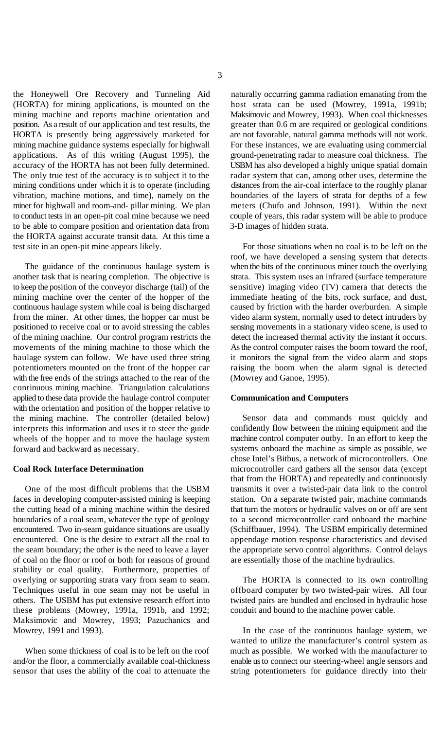the Honeywell Ore Recovery and Tunneling Aid (HORTA) for mining applications, is mounted on the mining machine and reports machine orientation and position. As a result of our application and test results, the HORTA is presently being aggressively marketed for mining machine guidance systems especially for highwall applications. As of this writing (August 1995), the accuracy of the HORTA has not been fully determined. The only true test of the accuracy is to subject it to the mining conditions under which it is to operate (including vibration, machine motions, and time), namely on the miner for highwall and room-and- pillar mining. We plan to conduct tests in an open-pit coal mine because we need to be able to compare position and orientation data from the HORTA against accurate transit data. At this time a test site in an open-pit mine appears likely.

The guidance of the continuous haulage system is another task that is nearing completion. The objective is to keep the position of the conveyor discharge (tail) of the mining machine over the center of the hopper of the continuous haulage system while coal is being discharged from the miner. At other times, the hopper car must be positioned to receive coal or to avoid stressing the cables of the mining machine. Our control program restricts the movements of the mining machine to those which the haulage system can follow. We have used three string potentiometers mounted on the front of the hopper car with the free ends of the strings attached to the rear of the continuous mining machine. Triangulation calculations applied to these data provide the haulage control computer with the orientation and position of the hopper relative to the mining machine. The controller (detailed below) interprets this information and uses it to steer the guide wheels of the hopper and to move the haulage system forward and backward as necessary.

**Coal Rock Interface Determination**

One of the most difficult problems that the USBM faces in developing computer-assisted mining is keeping the cutting head of a mining machine within the desired boundaries of a coal seam, whatever the type of geology encountered. Two in-seam guidance situations are usually encountered. One is the desire to extract all the coal to the seam boundary; the other is the need to leave a layer of coal on the floor or roof or both for reasons of ground stability or coal quality. Furthermore, properties of overlying or supporting strata vary from seam to seam. Techniques useful in one seam may not be useful in others. The USBM has put extensive research effort into these problems (Mowrey, 1991a, 1991b, and 1992; Maksimovic and Mowrey, 1993; Pazuchanics and Mowrey, 1991 and 1993).

When some thickness of coal is to be left on the roof and/or the floor, a commercially available coal-thickness sensor that uses the ability of the coal to attenuate the naturally occurring gamma radiation emanating from the host strata can be used (Mowrey, 1991a, 1991b; Maksimovic and Mowrey, 1993). When coal thicknesses greater than 0.6 m are required or geological conditions are not favorable, natural gamma methods will not work. For these instances, we are evaluating using commercial ground-penetrating radar to measure coal thickness. The USBM has also developed a highly unique spatial domain radar system that can, among other uses, determine the distances from the air-coal interface to the roughly planar boundaries of the layers of strata for depths of a few meters (Chufo and Johnson, 1991). Within the next couple of years, this radar system will be able to produce 3-D images of hidden strata.

For those situations when no coal is to be left on the roof, we have developed a sensing system that detects when the bits of the continuous miner touch the overlying strata. This system uses an infrared (surface temperature sensitive) imaging video (TV) camera that detects the immediate heating of the bits, rock surface, and dust, caused by friction with the harder overburden. A simple video alarm system, normally used to detect intruders by sensing movements in a stationary video scene, is used to detect the increased thermal activity the instant it occurs. As the control computer raises the boom toward the roof, it monitors the signal from the video alarm and stops raising the boom when the alarm signal is detected (Mowrey and Ganoe, 1995).

**Communication and Computers**

Sensor data and commands must quickly and confidently flow between the mining equipment and the machine control computer outby. In an effort to keep the systems onboard the machine as simple as possible, we chose Intel's Bitbus, a network of microcontrollers. One microcontroller card gathers all the sensor data (except that from the HORTA) and repeatedly and continuously transmits it over a twisted-pair data link to the control station. On a separate twisted pair, machine commands that turn the motors or hydraulic valves on or off are sent to a second microcontroller card onboard the machine (Schiffbauer, 1994). The USBM empirically determined appendage motion response characteristics and devised the appropriate servo control algorithms. Control delays are essentially those of the machine hydraulics.

The HORTA is connected to its own controlling offboard computer by two twisted-pair wires. All four twisted pairs are bundled and enclosed in hydraulic hose conduit and bound to the machine power cable.

In the case of the continuous haulage system, we wanted to utilize the manufacturer's control system as much as possible. We worked with the manufacturer to enable us to connect our steering-wheel angle sensors and string potentiometers for guidance directly into their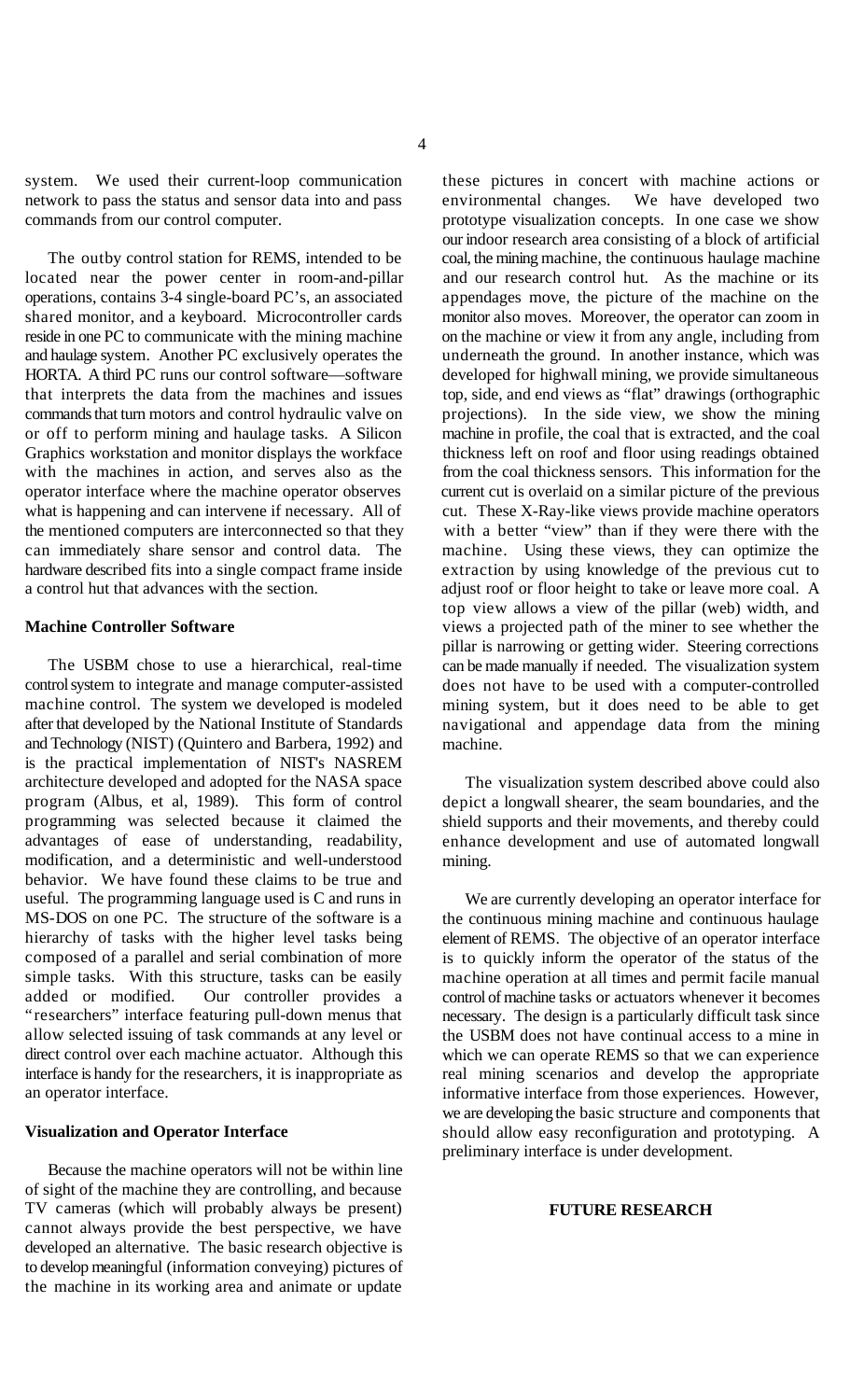system. We used their current-loop communication network to pass the status and sensor data into and pass commands from our control computer.

The outby control station for REMS, intended to be located near the power center in room-and-pillar operations, contains 3-4 single-board PC's, an associated shared monitor, and a keyboard. Microcontroller cards reside in one PC to communicate with the mining machine and haulage system. Another PC exclusively operates the HORTA. A third PC runs our control software—software that interprets the data from the machines and issues commands that turn motors and control hydraulic valve on or off to perform mining and haulage tasks. A Silicon Graphics workstation and monitor displays the workface with the machines in action, and serves also as the operator interface where the machine operator observes what is happening and can intervene if necessary. All of the mentioned computers are interconnected so that they can immediately share sensor and control data. The hardware described fits into a single compact frame inside a control hut that advances with the section.

**Machine Controller Software**

The USBM chose to use a hierarchical, real-time control system to integrate and manage computer-assisted machine control. The system we developed is modeled after that developed by the National Institute of Standards and Technology (NIST) (Quintero and Barbera, 1992) and is the practical implementation of NIST's NASREM architecture developed and adopted for the NASA space program (Albus, et al, 1989). This form of control programming was selected because it claimed the advantages of ease of understanding, readability, modification, and a deterministic and well-understood behavior. We have found these claims to be true and useful. The programming language used is C and runs in MS-DOS on one PC. The structure of the software is a hierarchy of tasks with the higher level tasks being composed of a parallel and serial combination of more simple tasks. With this structure, tasks can be easily added or modified. Our controller provides a "researchers" interface featuring pull-down menus that allow selected issuing of task commands at any level or direct control over each machine actuator. Although this interface is handy for the researchers, it is inappropriate as an operator interface.

**Visualization and Operator Interface**

Because the machine operators will not be within line of sight of the machine they are controlling, and because TV cameras (which will probably always be present) cannot always provide the best perspective, we have developed an alternative. The basic research objective is to develop meaningful (information conveying) pictures of the machine in its working area and animate or update these pictures in concert with machine actions or environmental changes. We have developed two prototype visualization concepts. In one case we show our indoor research area consisting of a block of artificial coal, the mining machine, the continuous haulage machine and our research control hut. As the machine or its appendages move, the picture of the machine on the monitor also moves. Moreover, the operator can zoom in on the machine or view it from any angle, including from underneath the ground. In another instance, which was developed for highwall mining, we provide simultaneous top, side, and end views as "flat" drawings (orthographic projections). In the side view, we show the mining machine in profile, the coal that is extracted, and the coal thickness left on roof and floor using readings obtained from the coal thickness sensors. This information for the current cut is overlaid on a similar picture of the previous cut. These X-Ray-like views provide machine operators with a better "view" than if they were there with the machine. Using these views, they can optimize the extraction by using knowledge of the previous cut to adjust roof or floor height to take or leave more coal. A top view allows a view of the pillar (web) width, and views a projected path of the miner to see whether the pillar is narrowing or getting wider. Steering corrections can be made manually if needed. The visualization system does not have to be used with a computer-controlled mining system, but it does need to be able to get navigational and appendage data from the mining machine.

The visualization system described above could also depict a longwall shearer, the seam boundaries, and the shield supports and their movements, and thereby could enhance development and use of automated longwall mining.

We are currently developing an operator interface for the continuous mining machine and continuous haulage element of REMS. The objective of an operator interface is to quickly inform the operator of the status of the machine operation at all times and permit facile manual control of machine tasks or actuators whenever it becomes necessary. The design is a particularly difficult task since the USBM does not have continual access to a mine in which we can operate REMS so that we can experience real mining scenarios and develop the appropriate informative interface from those experiences. However, we are developing the basic structure and components that should allow easy reconfiguration and prototyping. A preliminary interface is under development.

## FUTURE RESEARCH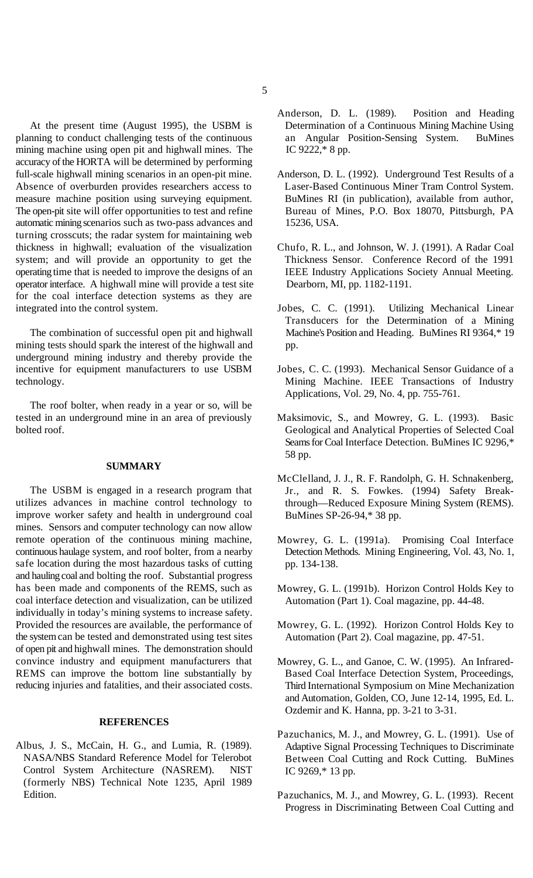At the present time (August 1995), the USBM is planning to conduct challenging tests of the continuous mining machine using open pit and highwall mines. The accuracy of the HORTA will be determined by performing full-scale highwall mining scenarios in an open-pit mine. Absence of overburden provides researchers access to measure machine position using surveying equipment. The open-pit site will offer opportunities to test and refine automatic mining scenarios such as two-pass advances and turning crosscuts; the radar system for maintaining web thickness in highwall; evaluation of the visualization system; and will provide an opportunity to get the operating time that is needed to improve the designs of an operator interface. A highwall mine will provide a test site for the coal interface detection systems as they are integrated into the control system.

The combination of successful open pit and highwall mining tests should spark the interest of the highwall and underground mining industry and thereby provide the incentive for equipment manufacturers to use USBM technology.

The roof bolter, when ready in a year or so, will be tested in an underground mine in an area of previously bolted roof.

## SUMMARY

The USBM is engaged in a research program that utilizes advances in machine control technology to improve worker safety and health in underground coal mines. Sensors and computer technology can now allow remote operation of the continuous mining machine, continuous haulage system, and roof bolter, from a nearby safe location during the most hazardous tasks of cutting and hauling coal and bolting the roof. Substantial progress has been made and components of the REMS, such as coal interface detection and visualization, can be utilized individually in today's mining systems to increase safety. Provided the resources are available, the performance of the system can be tested and demonstrated using test sites of open pit and highwall mines. The demonstration should convince industry and equipment manufacturers that REMS can improve the bottom line substantially by reducing injuries and fatalities, and their associated costs.

## REFERENCES

Albus, J. S., McCain, H. G., and Lumia, R. (1989). NASA/NBS Standard Reference Model for Telerobot Control System Architecture (NASREM). NIST (formerly NBS) Technical Note 1235, April 1989 Edition.

Anderson, D. L. (1989). Position and Heading Determination of a Continuous Mining Machine Using an Angular Position-Sensing System. BuMines IC 9222,* 8 pp.

Anderson, D. L. (1992). Underground Test Results of a Laser-Based Continuous Miner Tram Control System. BuMines RI (in publication), available from author, Bureau of Mines, P.O. Box 18070, Pittsburgh, PA 15236, USA.

Chufo, R. L., and Johnson, W. J. (1991). A Radar Coal Thickness Sensor. Conference Record of the 1991 IEEE Industry Applications Society Annual Meeting. Dearborn, MI, pp. 1182-1191.

Jobes, C. C. (1991). Utilizing Mechanical Linear Transducers for the Determination of a Mining Machine's Position and Heading. BuMines RI 9364,* 19 pp.

Jobes, C. C. (1993). Mechanical Sensor Guidance of a Mining Machine. IEEE Transactions of Industry Applications, Vol. 29, No. 4, pp. 755-761.

Maksimovic, S., and Mowrey, G. L. (1993). Basic Geological and Analytical Properties of Selected Coal Seams for Coal Interface Detection. BuMines IC 9296,* 58 pp.

McClelland, J. J., R. F. Randolph, G. H. Schnakenberg, Jr., and R. S. Fowkes. (1994) Safety Breakthrough—Reduced Exposure Mining System (REMS). BuMines SP-26-94,* 38 pp.

Mowrey, G. L. (1991a). Promising Coal Interface Detection Methods. Mining Engineering, Vol. 43, No. 1, pp. 134-138.

Mowrey, G. L. (1991b). Horizon Control Holds Key to Automation (Part 1). Coal magazine, pp. 44-48.

Mowrey, G. L. (1992). Horizon Control Holds Key to Automation (Part 2). Coal magazine, pp. 47-51.

Mowrey, G. L., and Ganoe, C. W. (1995). An Infrared-Based Coal Interface Detection System, Proceedings, Third International Symposium on Mine Mechanization and Automation, Golden, CO, June 12-14, 1995, Ed. L. Ozdemir and K. Hanna, pp. 3-21 to 3-31.

Pazuchanics, M. J., and Mowrey, G. L. (1991). Use of Adaptive Signal Processing Techniques to Discriminate Between Coal Cutting and Rock Cutting. BuMines IC 9269,* 13 pp.

Pazuchanics, M. J., and Mowrey, G. L. (1993). Recent Progress in Discriminating Between Coal Cutting and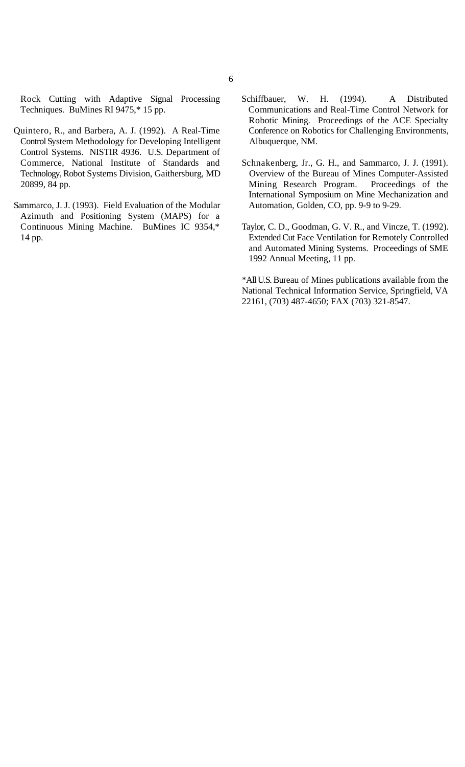Rock Cutting with Adaptive Signal Processing Techniques. BuMines RI 9475,* 15 pp.

Quintero, R., and Barbera, A. J. (1992). A Real-Time Control System Methodology for Developing Intelligent Control Systems. NISTIR 4936. U.S. Department of Commerce, National Institute of Standards and Technology, Robot Systems Division, Gaithersburg, MD 20899, 84 pp.

Sammarco, J. J. (1993). Field Evaluation of the Modular Azimuth and Positioning System (MAPS) for a Continuous Mining Machine. BuMines IC 9354,* 14 pp.

Schiffbauer, W. H. (1994). A Distributed Communications and Real-Time Control Network for Robotic Mining. Proceedings of the ACE Specialty Conference on Robotics for Challenging Environments, Albuquerque, NM.

Schnakenberg, Jr., G. H., and Sammarco, J. J. (1991). Overview of the Bureau of Mines Computer-Assisted Mining Research Program. Proceedings of the International Symposium on Mine Mechanization and Automation, Golden, CO, pp. 9-9 to 9-29.

Taylor, C. D., Goodman, G. V. R., and Vincze, T. (1992). Extended Cut Face Ventilation for Remotely Controlled and Automated Mining Systems. Proceedings of SME 1992 Annual Meeting, 11 pp.

*All U.S. Bureau of Mines publications available from the National Technical Information Service, Springfield, VA 22161, (703) 487-4650; FAX (703) 321-8547.